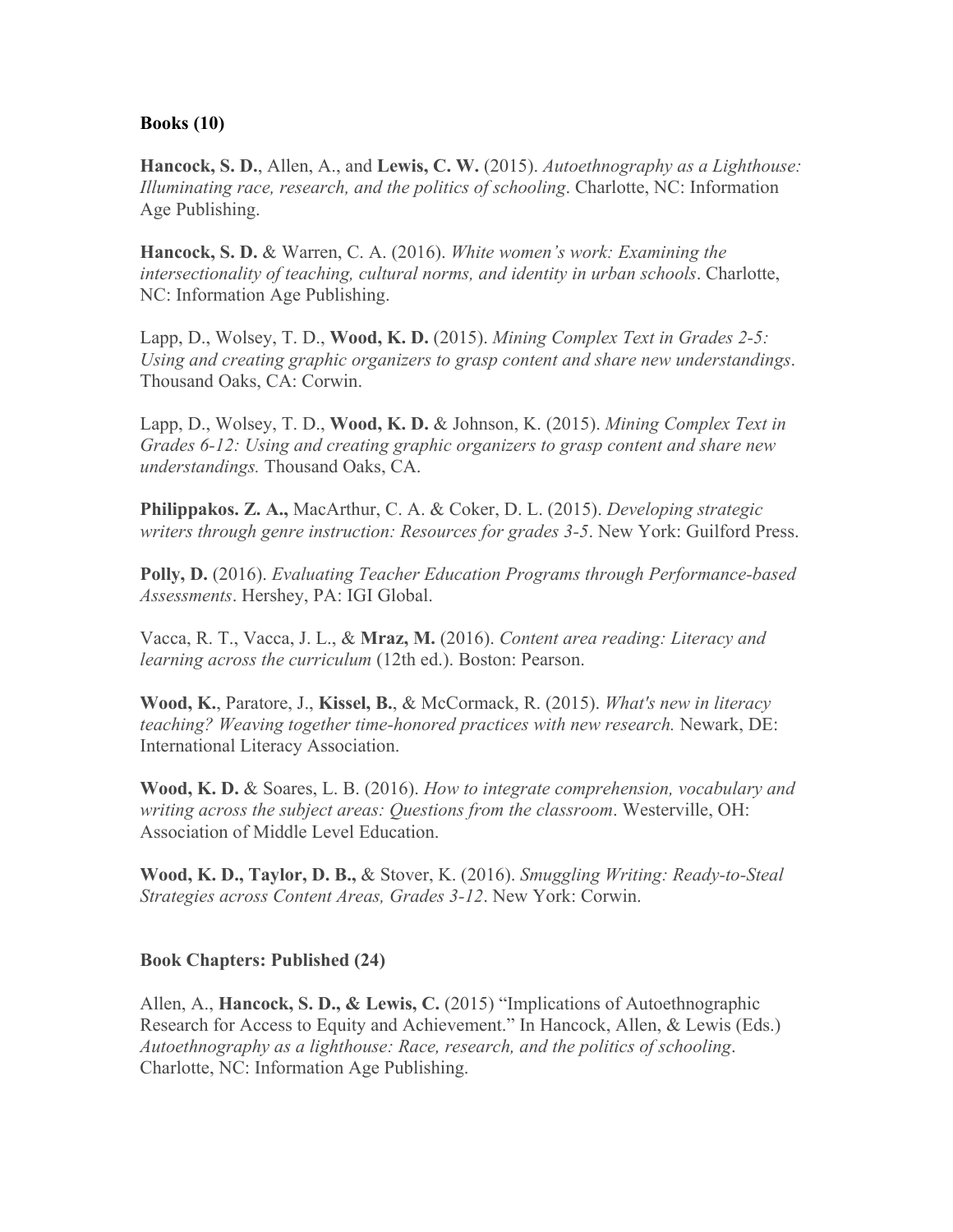**Books (10)**

**Hancock, S. D.**, Allen, A., and **Lewis, C. W.** (2015). *Autoethnography as a Lighthouse: Illuminating race, research, and the politics of schooling*. Charlotte, NC: Information Age Publishing.

**Hancock, S. D.** & Warren, C. A. (2016). *White women's work: Examining the intersectionality of teaching, cultural norms, and identity in urban schools*. Charlotte, NC: Information Age Publishing.

Lapp, D., Wolsey, T. D., **Wood, K. D.** (2015). *Mining Complex Text in Grades 2-5: Using and creating graphic organizers to grasp content and share new understandings*. Thousand Oaks, CA: Corwin.

Lapp, D., Wolsey, T. D., **Wood, K. D.** & Johnson, K. (2015). *Mining Complex Text in Grades 6-12: Using and creating graphic organizers to grasp content and share new understandings.* Thousand Oaks, CA.

**Philippakos. Z. A.,** MacArthur, C. A. & Coker, D. L. (2015). *Developing strategic writers through genre instruction: Resources for grades 3-5*. New York: Guilford Press.

**Polly, D.** (2016). *Evaluating Teacher Education Programs through Performance-based Assessments*. Hershey, PA: IGI Global.

Vacca, R. T., Vacca, J. L., & **Mraz, M.** (2016). *Content area reading: Literacy and learning across the curriculum* (12th ed.). Boston: Pearson.

**Wood, K.**, Paratore, J., **Kissel, B.**, & McCormack, R. (2015). *What's new in literacy teaching? Weaving together time-honored practices with new research.* Newark, DE: International Literacy Association.

**Wood, K. D.** & Soares, L. B. (2016). *How to integrate comprehension, vocabulary and writing across the subject areas: Questions from the classroom*. Westerville, OH: Association of Middle Level Education.

**Wood, K. D., Taylor, D. B.,** & Stover, K. (2016). *Smuggling Writing: Ready-to-Steal Strategies across Content Areas, Grades 3-12*. New York: Corwin.

**Book Chapters: Published (24)**

Allen, A., **Hancock, S. D., & Lewis, C.** (2015) "Implications of Autoethnographic Research for Access to Equity and Achievement." In Hancock, Allen, & Lewis (Eds.) *Autoethnography as a lighthouse: Race, research, and the politics of schooling*. Charlotte, NC: Information Age Publishing.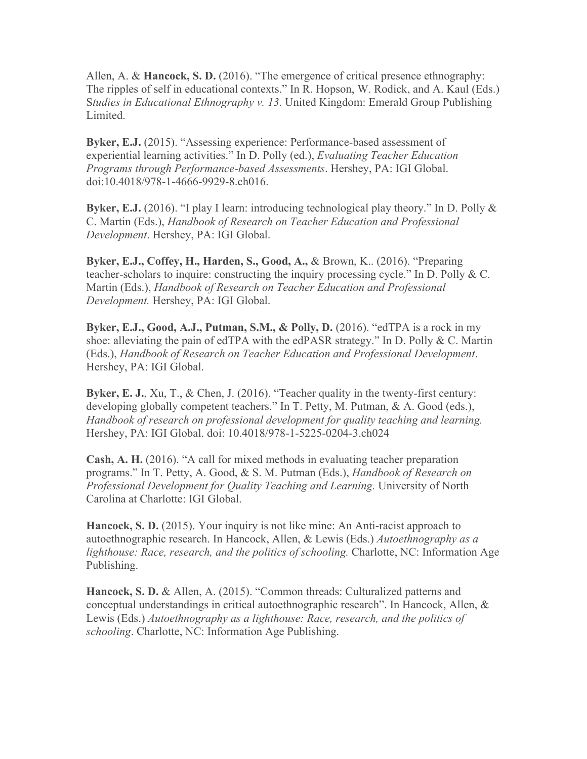Allen, A. & **Hancock, S. D.** (2016). "The emergence of critical presence ethnography: The ripples of self in educational contexts." In R. Hopson, W. Rodick, and A. Kaul (Eds.) S*tudies in Educational Ethnography v. 13*. United Kingdom: Emerald Group Publishing Limited.

**Byker, E.J.** (2015). "Assessing experience: Performance-based assessment of experiential learning activities." In D. Polly (ed.), *Evaluating Teacher Education Programs through Performance-based Assessments*. Hershey, PA: IGI Global. doi:10.4018/978-1-4666-9929-8.ch016.

**Byker, E.J.** (2016). "I play I learn: introducing technological play theory." In D. Polly & C. Martin (Eds.), *Handbook of Research on Teacher Education and Professional Development*. Hershey, PA: IGI Global.

**Byker, E.J., Coffey, H., Harden, S., Good, A.,** & Brown, K.. (2016). "Preparing teacher-scholars to inquire: constructing the inquiry processing cycle." In D. Polly & C. Martin (Eds.), *Handbook of Research on Teacher Education and Professional Development.* Hershey, PA: IGI Global.

**Byker, E.J., Good, A.J., Putman, S.M., & Polly, D.** (2016). "edTPA is a rock in my shoe: alleviating the pain of edTPA with the edPASR strategy." In D. Polly & C. Martin (Eds.), *Handbook of Research on Teacher Education and Professional Development*. Hershey, PA: IGI Global.

**Byker, E. J.**, Xu, T., & Chen, J. (2016). "Teacher quality in the twenty-first century: developing globally competent teachers." In T. Petty, M. Putman, & A. Good (eds.), *Handbook of research on professional development for quality teaching and learning.* Hershey, PA: IGI Global. doi: 10.4018/978-1-5225-0204-3.ch024

**Cash, A. H.** (2016). "A call for mixed methods in evaluating teacher preparation programs." In T. Petty, A. Good, & S. M. Putman (Eds.), *Handbook of Research on Professional Development for Quality Teaching and Learning.* University of North Carolina at Charlotte: IGI Global.

**Hancock, S. D.** (2015). Your inquiry is not like mine: An Anti-racist approach to autoethnographic research. In Hancock, Allen, & Lewis (Eds.) *Autoethnography as a lighthouse: Race, research, and the politics of schooling.* Charlotte, NC: Information Age Publishing.

**Hancock, S. D.** & Allen, A. (2015). "Common threads: Culturalized patterns and conceptual understandings in critical autoethnographic research". In Hancock, Allen, & Lewis (Eds.) *Autoethnography as a lighthouse: Race, research, and the politics of schooling*. Charlotte, NC: Information Age Publishing.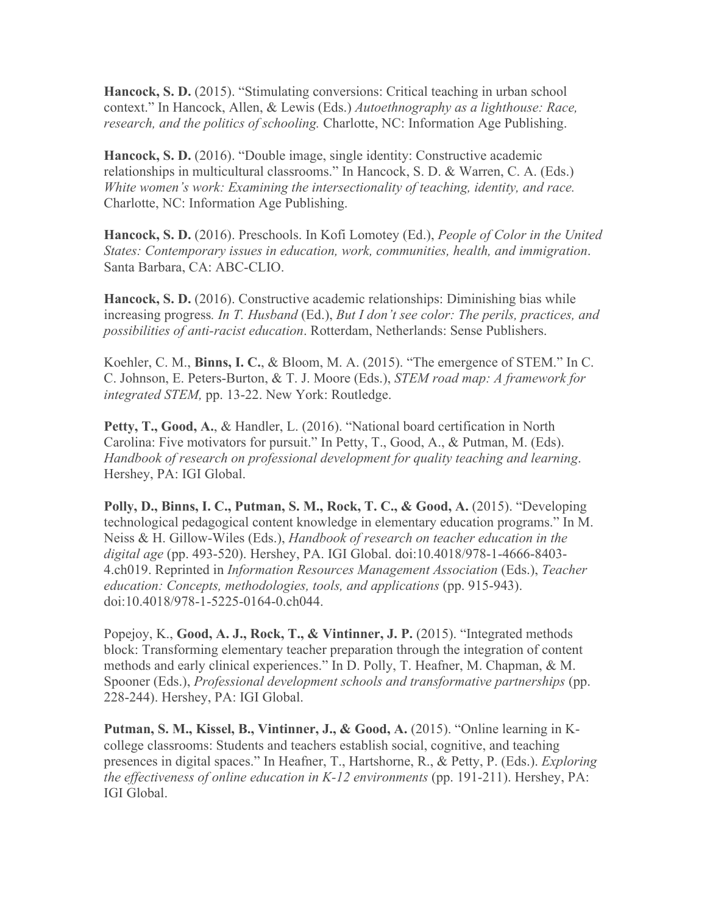**Hancock, S. D.** (2015). “Stimulating conversions: Critical teaching in urban school context.” In Hancock, Allen, & Lewis (Eds.) *Autoethnography as a lighthouse: Race, research, and the politics of schooling.* Charlotte, NC: Information Age Publishing.

**Hancock, S. D.** (2016). “Double image, single identity: Constructive academic relationships in multicultural classrooms.” In Hancock, S. D. & Warren, C. A. (Eds.) *White women’s work: Examining the intersectionality of teaching, identity, and race.* Charlotte, NC: Information Age Publishing.

**Hancock, S. D.** (2016). Preschools. In Kofi Lomotey (Ed.), *People of Color in the United States: Contemporary issues in education, work, communities, health, and immigration*. Santa Barbara, CA: ABC-CLIO.

**Hancock, S. D.** (2016). Constructive academic relationships: Diminishing bias while increasing progress*. In T. Husband* (Ed.), *But I don’t see color: The perils, practices, and possibilities of anti-racist education*. Rotterdam, Netherlands: Sense Publishers.

Koehler, C. M., **Binns, I. C.**, & Bloom, M. A. (2015). “The emergence of STEM.” In C. C. Johnson, E. Peters-Burton, & T. J. Moore (Eds.), *STEM road map: A framework for integrated STEM,* pp. 13-22. New York: Routledge.

**Petty, T., Good, A.**, & Handler, L. (2016). “National board certification in North Carolina: Five motivators for pursuit.” In Petty, T., Good, A., & Putman, M. (Eds). *Handbook of research on professional development for quality teaching and learning*. Hershey, PA: IGI Global.

**Polly, D., Binns, I. C., Putman, S. M., Rock, T. C., & Good, A.** (2015). “Developing technological pedagogical content knowledge in elementary education programs.” In M. Neiss & H. Gillow-Wiles (Eds.), *Handbook of research on teacher education in the digital age* (pp. 493-520). Hershey, PA. IGI Global. doi:10.4018/978-1-4666-8403-4.ch019. Reprinted in *Information Resources Management Association* (Eds.), *Teacher education: Concepts, methodologies, tools, and applications* (pp. 915-943). doi:10.4018/978-1-5225-0164-0.ch044.

Popejoy, K., **Good, A. J., Rock, T., & Vintinner, J. P.** (2015). “Integrated methods block: Transforming elementary teacher preparation through the integration of content methods and early clinical experiences.” In D. Polly, T. Heafner, M. Chapman, & M. Spooner (Eds.), *Professional development schools and transformative partnerships* (pp. 228-244). Hershey, PA: IGI Global.

**Putman, S. M., Kissel, B., Vintinner, J., & Good, A.** (2015). “Online learning in K-college classrooms: Students and teachers establish social, cognitive, and teaching presences in digital spaces.” In Heafner, T., Hartshorne, R., & Petty, P. (Eds.). *Exploring the effectiveness of online education in K-12 environments* (pp. 191-211). Hershey, PA: IGI Global.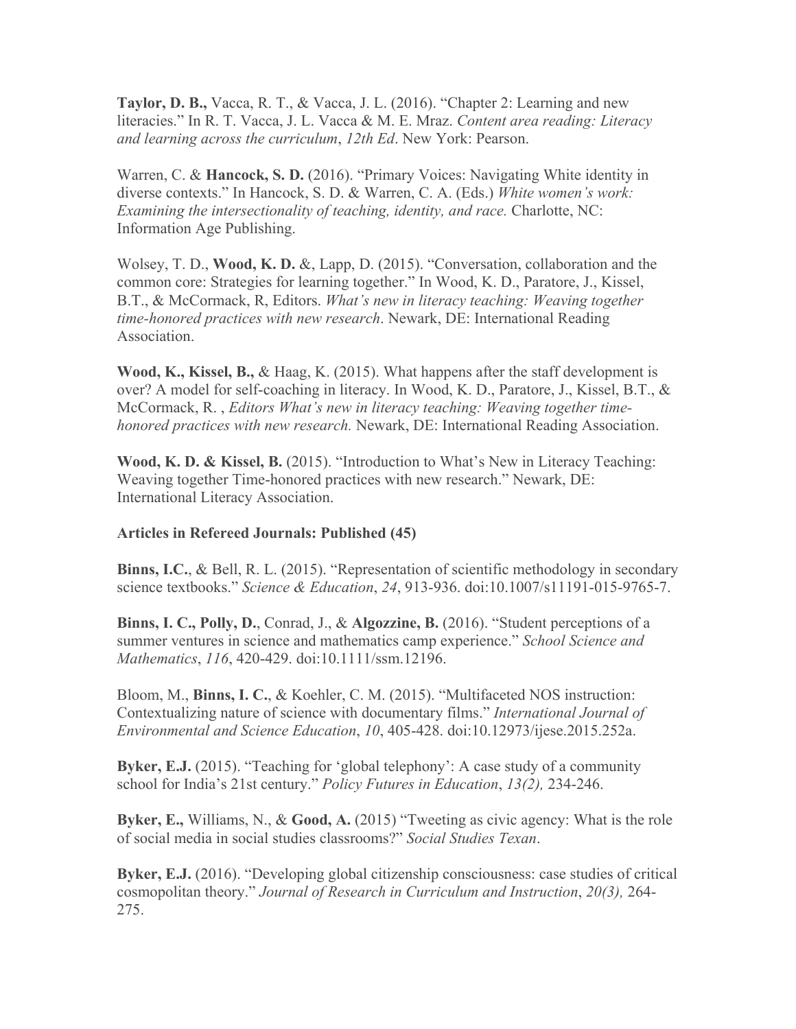**Taylor, D. B.,** Vacca, R. T., & Vacca, J. L. (2016). "Chapter 2: Learning and new literacies." In R. T. Vacca, J. L. Vacca & M. E. Mraz. *Content area reading: Literacy and learning across the curriculum*, *12th Ed*. New York: Pearson.

Warren, C. & **Hancock, S. D.** (2016). "Primary Voices: Navigating White identity in diverse contexts." In Hancock, S. D. & Warren, C. A. (Eds.) *White women's work: Examining the intersectionality of teaching, identity, and race.* Charlotte, NC: Information Age Publishing.

Wolsey, T. D., **Wood, K. D.** &, Lapp, D. (2015). "Conversation, collaboration and the common core: Strategies for learning together." In Wood, K. D., Paratore, J., Kissel, B.T., & McCormack, R, Editors. *What's new in literacy teaching: Weaving together time-honored practices with new research*. Newark, DE: International Reading Association.

**Wood, K., Kissel, B.,** & Haag, K. (2015). What happens after the staff development is over? A model for self-coaching in literacy. In Wood, K. D., Paratore, J., Kissel, B.T., & McCormack, R. , *Editors What's new in literacy teaching: Weaving together time-honored practices with new research.* Newark, DE: International Reading Association.

**Wood, K. D. & Kissel, B.** (2015). "Introduction to What's New in Literacy Teaching: Weaving together Time-honored practices with new research." Newark, DE: International Literacy Association.

**Articles in Refereed Journals: Published (45)**

**Binns, I.C.**, & Bell, R. L. (2015). "Representation of scientific methodology in secondary science textbooks." *Science & Education*, *24*, 913-936. doi:10.1007/s11191-015-9765-7.

**Binns, I. C., Polly, D.**, Conrad, J., & **Algozzine, B.** (2016). "Student perceptions of a summer ventures in science and mathematics camp experience." *School Science and Mathematics*, *116*, 420-429. doi:10.1111/ssm.12196.

Bloom, M., **Binns, I. C.**, & Koehler, C. M. (2015). "Multifaceted NOS instruction: Contextualizing nature of science with documentary films." *International Journal of Environmental and Science Education*, *10*, 405-428. doi:10.12973/ijese.2015.252a.

**Byker, E.J.** (2015). "Teaching for 'global telephony': A case study of a community school for India's 21st century." *Policy Futures in Education*, *13(2),* 234-246.

**Byker, E.,** Williams, N., & **Good, A.** (2015) "Tweeting as civic agency: What is the role of social media in social studies classrooms?" *Social Studies Texan*.

**Byker, E.J.** (2016). "Developing global citizenship consciousness: case studies of critical cosmopolitan theory." *Journal of Research in Curriculum and Instruction*, *20(3),* 264-275.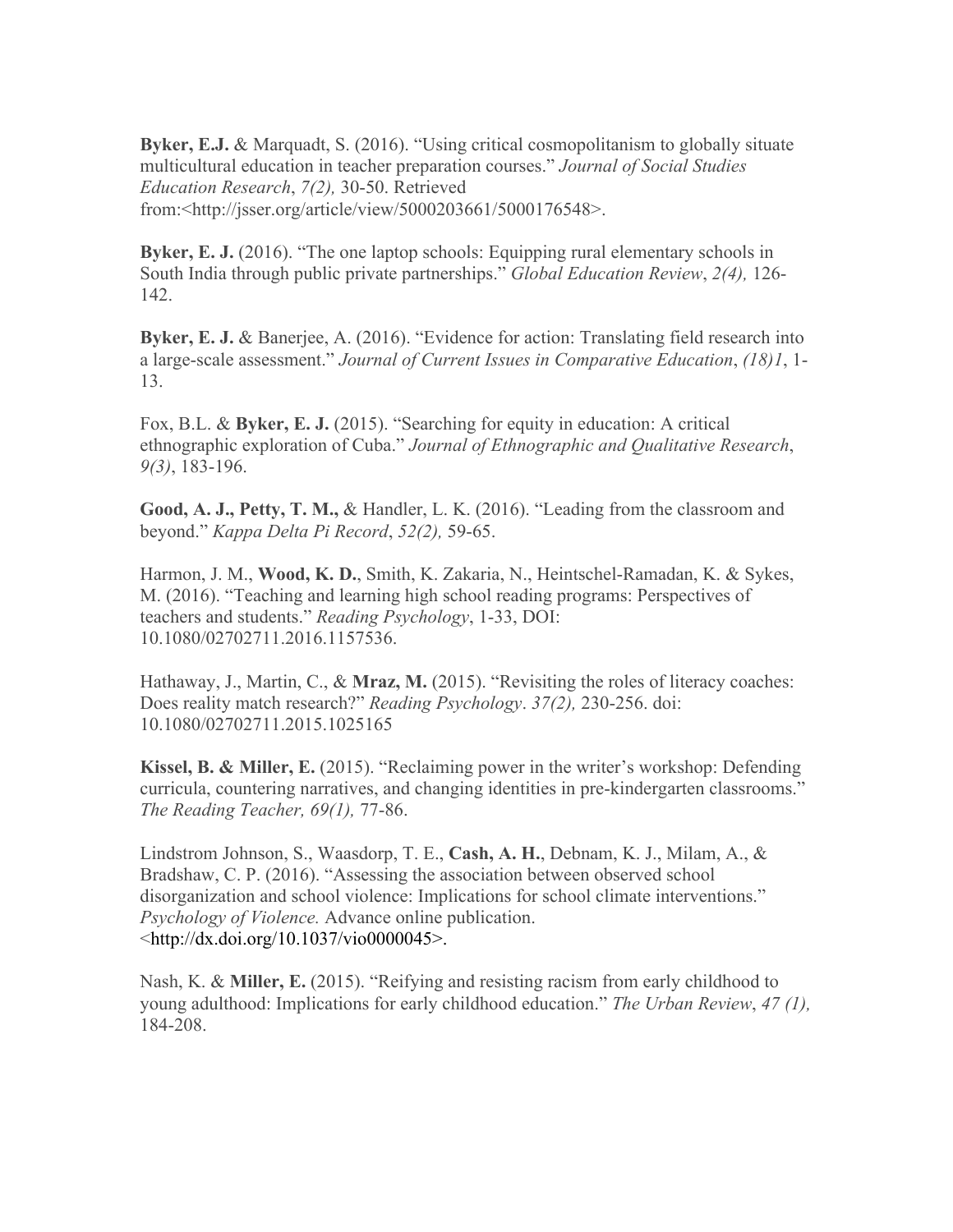**Byker, E.J.** & Marquadt, S. (2016). "Using critical cosmopolitanism to globally situate multicultural education in teacher preparation courses." *Journal of Social Studies Education Research*, *7(2),* 30-50. Retrieved from:<http://jsser.org/article/view/5000203661/5000176548>.

**Byker, E. J.** (2016). "The one laptop schools: Equipping rural elementary schools in South India through public private partnerships." *Global Education Review*, *2(4),* 126-142.

**Byker, E. J.** & Banerjee, A. (2016). "Evidence for action: Translating field research into a large-scale assessment." *Journal of Current Issues in Comparative Education*, *(18)1*, 1-13.

Fox, B.L. & **Byker, E. J.** (2015). "Searching for equity in education: A critical ethnographic exploration of Cuba." *Journal of Ethnographic and Qualitative Research*, *9(3)*, 183-196.

**Good, A. J., Petty, T. M.,** & Handler, L. K. (2016). "Leading from the classroom and beyond." *Kappa Delta Pi Record*, *52(2),* 59-65.

Harmon, J. M., **Wood, K. D.**, Smith, K. Zakaria, N., Heintschel-Ramadan, K. & Sykes, M. (2016). "Teaching and learning high school reading programs: Perspectives of teachers and students." *Reading Psychology*, 1-33, DOI: 10.1080/02702711.2016.1157536.

Hathaway, J., Martin, C., & **Mraz, M.** (2015). "Revisiting the roles of literacy coaches: Does reality match research?" *Reading Psychology*. *37(2),* 230-256. doi: 10.1080/02702711.2015.1025165

**Kissel, B. & Miller, E.** (2015). "Reclaiming power in the writer's workshop: Defending curricula, countering narratives, and changing identities in pre-kindergarten classrooms." *The Reading Teacher, 69(1),* 77-86.

Lindstrom Johnson, S., Waasdorp, T. E., **Cash, A. H.**, Debnam, K. J., Milam, A., & Bradshaw, C. P. (2016). "Assessing the association between observed school disorganization and school violence: Implications for school climate interventions." *Psychology of Violence.* Advance online publication. <http://dx.doi.org/10.1037/vio0000045>.

Nash, K. & **Miller, E.** (2015). "Reifying and resisting racism from early childhood to young adulthood: Implications for early childhood education." *The Urban Review*, *47 (1),* 184-208.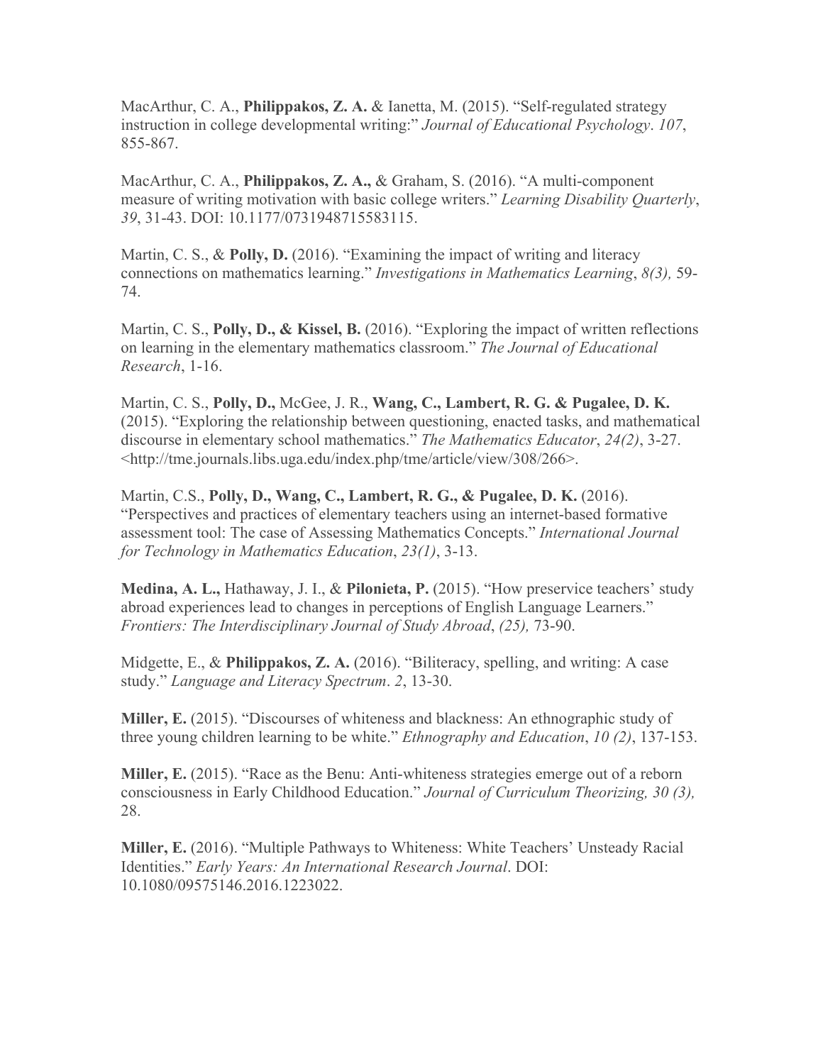MacArthur, C. A., **Philippakos, Z. A.** & Ianetta, M. (2015). "Self-regulated strategy instruction in college developmental writing:" *Journal of Educational Psychology*. *107*, 855-867.

MacArthur, C. A., **Philippakos, Z. A.,** & Graham, S. (2016). "A multi-component measure of writing motivation with basic college writers." *Learning Disability Quarterly*, *39*, 31-43. DOI: 10.1177/0731948715583115.

Martin, C. S., & **Polly, D.** (2016). "Examining the impact of writing and literacy connections on mathematics learning." *Investigations in Mathematics Learning*, *8(3),* 59-74.

Martin, C. S., **Polly, D., & Kissel, B.** (2016). "Exploring the impact of written reflections on learning in the elementary mathematics classroom." *The Journal of Educational Research*, 1-16.

Martin, C. S., **Polly, D.,** McGee, J. R., **Wang, C., Lambert, R. G. & Pugalee, D. K.** (2015). "Exploring the relationship between questioning, enacted tasks, and mathematical discourse in elementary school mathematics." *The Mathematics Educator*, *24(2)*, 3-27. <http://tme.journals.libs.uga.edu/index.php/tme/article/view/308/266>.

Martin, C.S., **Polly, D., Wang, C., Lambert, R. G., & Pugalee, D. K.** (2016). "Perspectives and practices of elementary teachers using an internet-based formative assessment tool: The case of Assessing Mathematics Concepts." *International Journal for Technology in Mathematics Education*, *23(1)*, 3-13.

**Medina, A. L.,** Hathaway, J. I., & **Pilonieta, P.** (2015). "How preservice teachers' study abroad experiences lead to changes in perceptions of English Language Learners." *Frontiers: The Interdisciplinary Journal of Study Abroad*, *(25),* 73-90.

Midgette, E., & **Philippakos, Z. A.** (2016). "Biliteracy, spelling, and writing: A case study." *Language and Literacy Spectrum*. *2*, 13-30.

**Miller, E.** (2015). "Discourses of whiteness and blackness: An ethnographic study of three young children learning to be white." *Ethnography and Education*, *10 (2)*, 137-153.

**Miller, E.** (2015). "Race as the Benu: Anti-whiteness strategies emerge out of a reborn consciousness in Early Childhood Education." *Journal of Curriculum Theorizing, 30 (3),* 28.

**Miller, E.** (2016). "Multiple Pathways to Whiteness: White Teachers' Unsteady Racial Identities." *Early Years: An International Research Journal*. DOI: 10.1080/09575146.2016.1223022.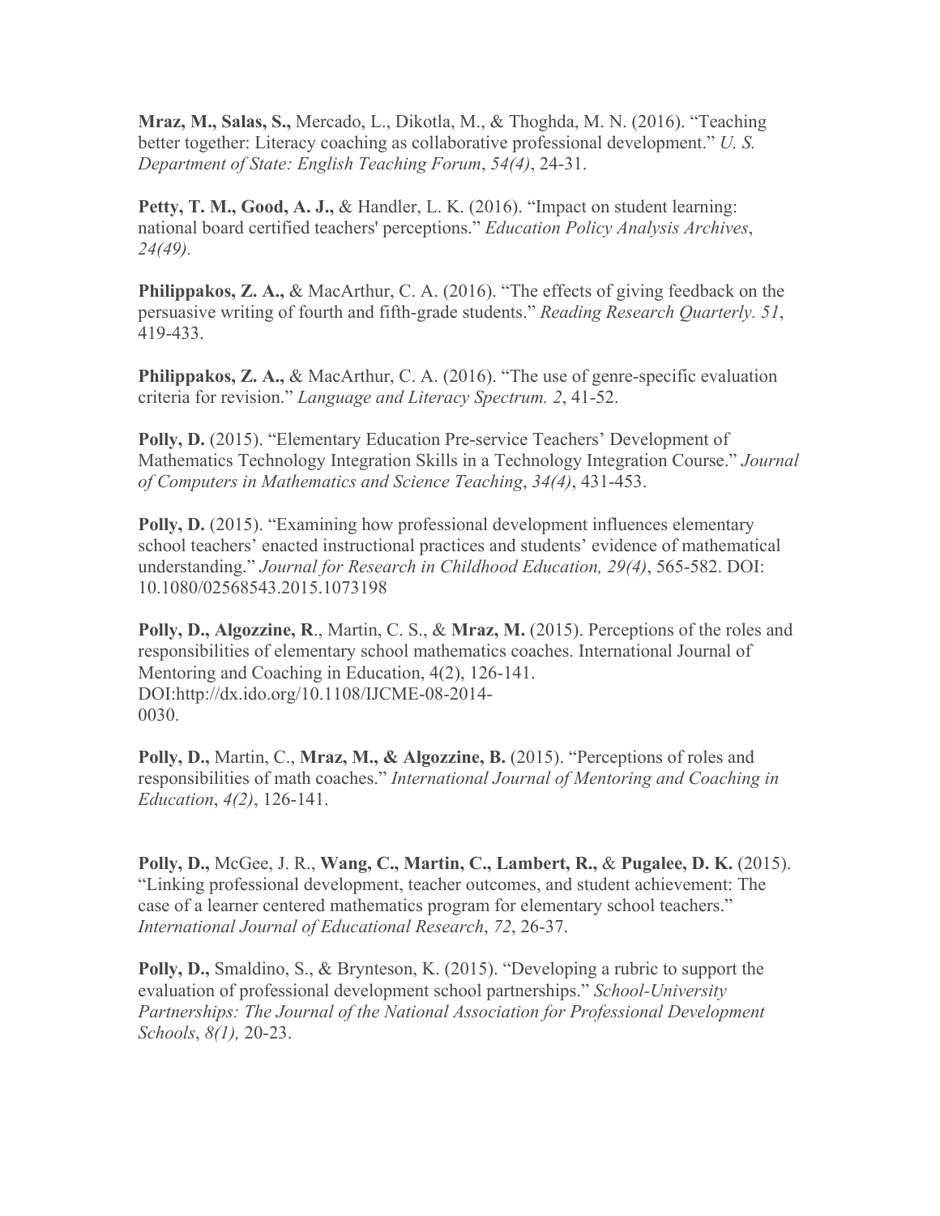**Mraz, M., Salas, S.,** Mercado, L., Dikotla, M., & Thoghda, M. N. (2016). "Teaching better together: Literacy coaching as collaborative professional development." *U. S. Department of State: English Teaching Forum*, *54(4)*, 24-31.

**Petty, T. M., Good, A. J.,** & Handler, L. K. (2016). "Impact on student learning: national board certified teachers' perceptions." *Education Policy Analysis Archives*, *24(49).*

**Philippakos, Z. A.,** & MacArthur, C. A. (2016). "The effects of giving feedback on the persuasive writing of fourth and fifth-grade students." *Reading Research Quarterly. 51*, 419-433.

**Philippakos, Z. A.,** & MacArthur, C. A. (2016). "The use of genre-specific evaluation criteria for revision." *Language and Literacy Spectrum. 2*, 41-52.

**Polly, D.** (2015). "Elementary Education Pre-service Teachers' Development of Mathematics Technology Integration Skills in a Technology Integration Course." *Journal of Computers in Mathematics and Science Teaching*, *34(4)*, 431-453.

**Polly, D.** (2015). "Examining how professional development influences elementary school teachers' enacted instructional practices and students' evidence of mathematical understanding." *Journal for Research in Childhood Education, 29(4)*, 565-582. DOI: 10.1080/02568543.2015.1073198

**Polly, D., Algozzine, R**., Martin, C. S., & **Mraz, M.** (2015). Perceptions of the roles and responsibilities of elementary school mathematics coaches. International Journal of Mentoring and Coaching in Education, 4(2), 126-141. DOI:http://dx.ido.org/10.1108/IJCME-08-2014-0030.

**Polly, D.,** Martin, C., **Mraz, M., & Algozzine, B.** (2015). "Perceptions of roles and responsibilities of math coaches." *International Journal of Mentoring and Coaching in Education*, *4(2)*, 126-141.

**Polly, D.,** McGee, J. R., **Wang, C., Martin, C., Lambert, R.,** & **Pugalee, D. K.** (2015). "Linking professional development, teacher outcomes, and student achievement: The case of a learner centered mathematics program for elementary school teachers." *International Journal of Educational Research*, *72*, 26-37.

**Polly, D.,** Smaldino, S., & Brynteson, K. (2015). "Developing a rubric to support the evaluation of professional development school partnerships." *School-University Partnerships: The Journal of the National Association for Professional Development Schools*, *8(1),* 20-23.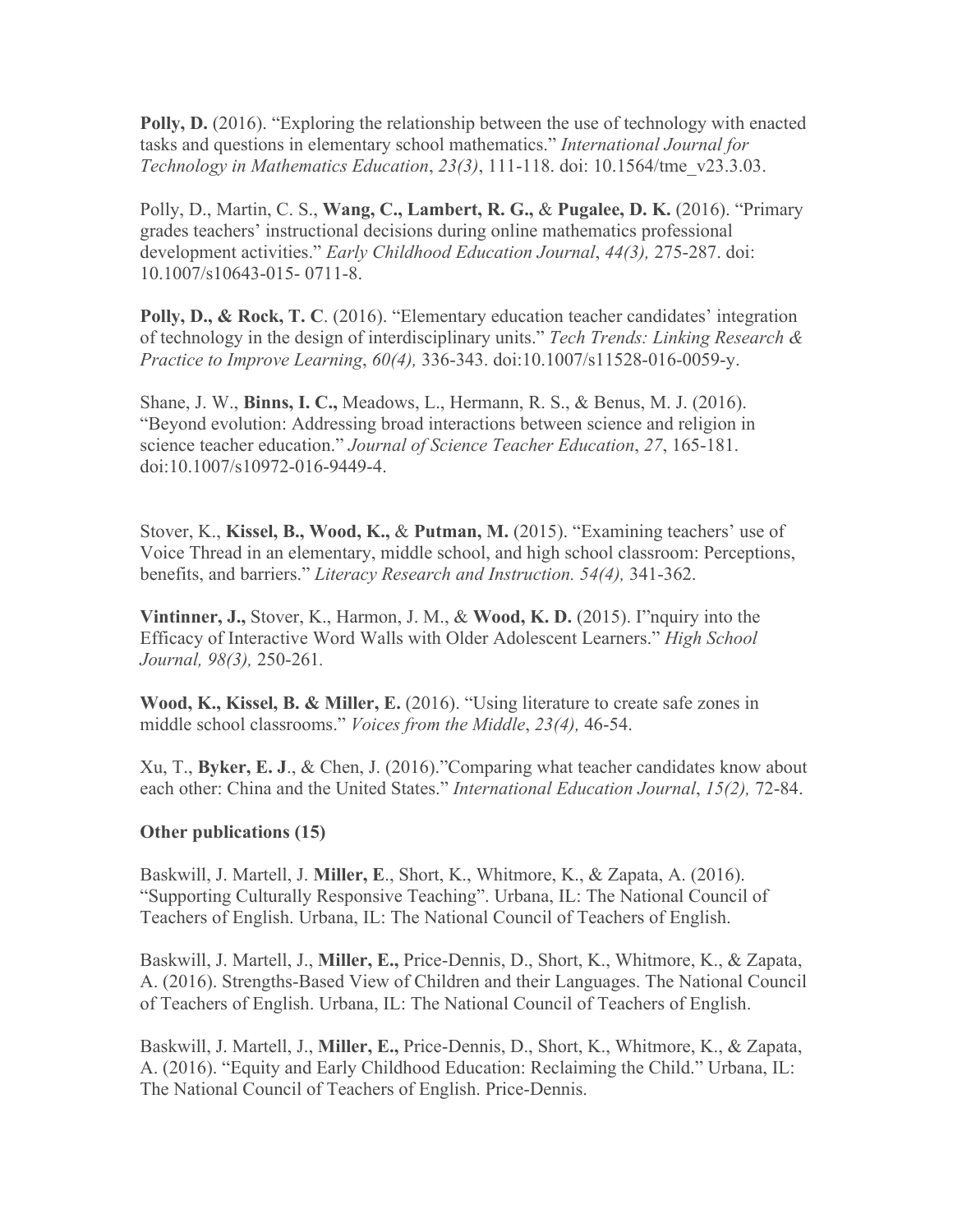**Polly, D.** (2016). "Exploring the relationship between the use of technology with enacted tasks and questions in elementary school mathematics." *International Journal for Technology in Mathematics Education*, *23(3)*, 111-118. doi: 10.1564/tme_v23.3.03.

Polly, D., Martin, C. S., **Wang, C., Lambert, R. G.,** & **Pugalee, D. K.** (2016). "Primary grades teachers' instructional decisions during online mathematics professional development activities." *Early Childhood Education Journal*, *44(3),* 275-287. doi: 10.1007/s10643-015- 0711-8.

**Polly, D., & Rock, T. C**. (2016). "Elementary education teacher candidates' integration of technology in the design of interdisciplinary units." *Tech Trends: Linking Research & Practice to Improve Learning*, *60(4),* 336-343. doi:10.1007/s11528-016-0059-y.

Shane, J. W., **Binns, I. C.,** Meadows, L., Hermann, R. S., & Benus, M. J. (2016). "Beyond evolution: Addressing broad interactions between science and religion in science teacher education." *Journal of Science Teacher Education*, *27*, 165-181. doi:10.1007/s10972-016-9449-4.

Stover, K., **Kissel, B., Wood, K.,** & **Putman, M.** (2015). "Examining teachers' use of Voice Thread in an elementary, middle school, and high school classroom: Perceptions, benefits, and barriers." *Literacy Research and Instruction. 54(4),* 341-362.

**Vintinner, J.,** Stover, K., Harmon, J. M., & **Wood, K. D.** (2015). I"nquiry into the Efficacy of Interactive Word Walls with Older Adolescent Learners." *High School Journal, 98(3),* 250-261.

**Wood, K., Kissel, B. & Miller, E.** (2016). "Using literature to create safe zones in middle school classrooms." *Voices from the Middle*, *23(4),* 46-54.

Xu, T., **Byker, E. J**., & Chen, J. (2016)."Comparing what teacher candidates know about each other: China and the United States." *International Education Journal*, *15(2),* 72-84.

**Other publications (15)**

Baskwill, J. Martell, J. **Miller, E**., Short, K., Whitmore, K., & Zapata, A. (2016). "Supporting Culturally Responsive Teaching". Urbana, IL: The National Council of Teachers of English. Urbana, IL: The National Council of Teachers of English.

Baskwill, J. Martell, J., **Miller, E.,** Price-Dennis, D., Short, K., Whitmore, K., & Zapata, A. (2016). Strengths-Based View of Children and their Languages. The National Council of Teachers of English. Urbana, IL: The National Council of Teachers of English.

Baskwill, J. Martell, J., **Miller, E.,** Price-Dennis, D., Short, K., Whitmore, K., & Zapata, A. (2016). "Equity and Early Childhood Education: Reclaiming the Child." Urbana, IL: The National Council of Teachers of English. Price-Dennis.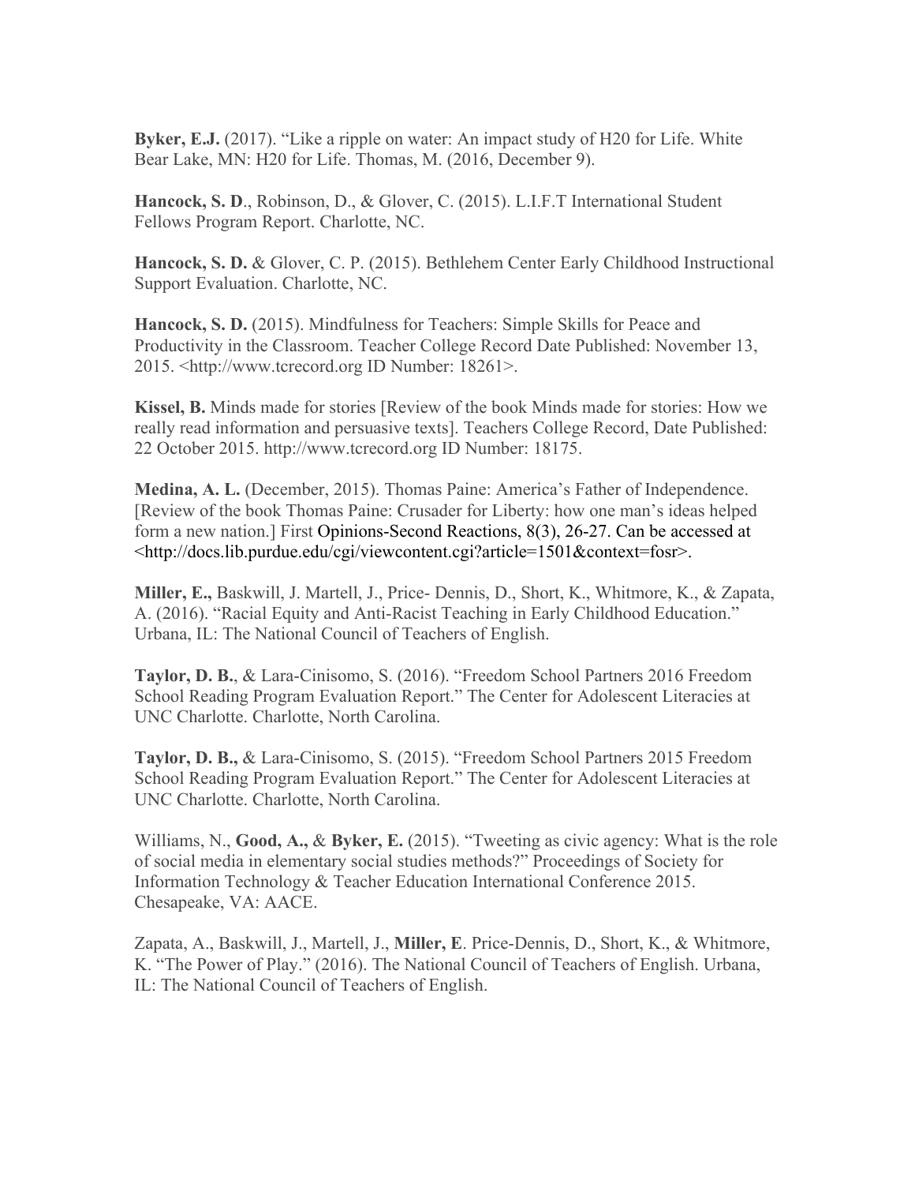**Byker, E.J.** (2017). “Like a ripple on water: An impact study of H20 for Life. White Bear Lake, MN: H20 for Life. Thomas, M. (2016, December 9).

**Hancock, S. D**., Robinson, D., & Glover, C. (2015). L.I.F.T International Student Fellows Program Report. Charlotte, NC.

**Hancock, S. D.** & Glover, C. P. (2015). Bethlehem Center Early Childhood Instructional Support Evaluation. Charlotte, NC.

**Hancock, S. D.** (2015). Mindfulness for Teachers: Simple Skills for Peace and Productivity in the Classroom. Teacher College Record Date Published: November 13, 2015. <http://www.tcrecord.org ID Number: 18261>.

**Kissel, B.** Minds made for stories [Review of the book Minds made for stories: How we really read information and persuasive texts]. Teachers College Record, Date Published: 22 October 2015. http://www.tcrecord.org ID Number: 18175.

**Medina, A. L.** (December, 2015). Thomas Paine: America’s Father of Independence. [Review of the book Thomas Paine: Crusader for Liberty: how one man’s ideas helped form a new nation.] First Opinions-Second Reactions, 8(3), 26-27. Can be accessed at <http://docs.lib.purdue.edu/cgi/viewcontent.cgi?article=1501&context=fosr>.

**Miller, E.,** Baskwill, J. Martell, J., Price- Dennis, D., Short, K., Whitmore, K., & Zapata, A. (2016). “Racial Equity and Anti-Racist Teaching in Early Childhood Education.” Urbana, IL: The National Council of Teachers of English.

**Taylor, D. B.**, & Lara-Cinisomo, S. (2016). “Freedom School Partners 2016 Freedom School Reading Program Evaluation Report.” The Center for Adolescent Literacies at UNC Charlotte. Charlotte, North Carolina.

**Taylor, D. B.,** & Lara-Cinisomo, S. (2015). “Freedom School Partners 2015 Freedom School Reading Program Evaluation Report.” The Center for Adolescent Literacies at UNC Charlotte. Charlotte, North Carolina.

Williams, N., **Good, A.,** & **Byker, E.** (2015). “Tweeting as civic agency: What is the role of social media in elementary social studies methods?” Proceedings of Society for Information Technology & Teacher Education International Conference 2015. Chesapeake, VA: AACE.

Zapata, A., Baskwill, J., Martell, J., **Miller, E**. Price-Dennis, D., Short, K., & Whitmore, K. “The Power of Play.” (2016). The National Council of Teachers of English. Urbana, IL: The National Council of Teachers of English.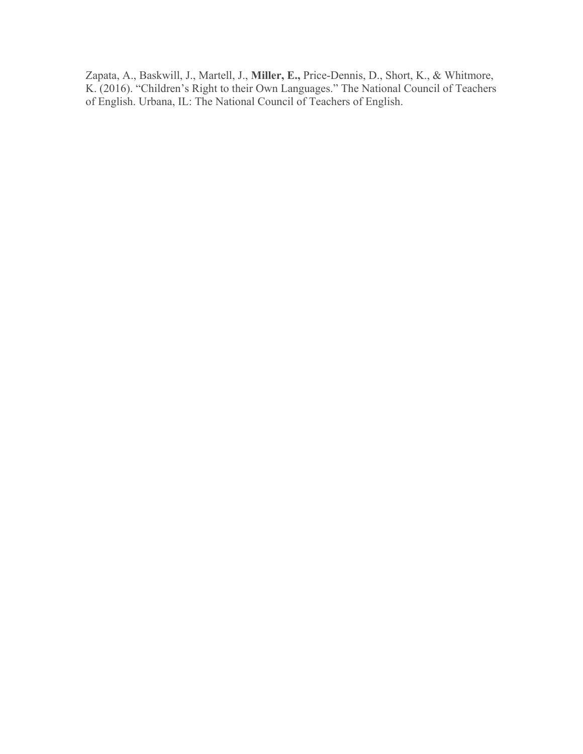Zapata, A., Baskwill, J., Martell, J., **Miller, E.,** Price-Dennis, D., Short, K., & Whitmore, K. (2016). "Children's Right to their Own Languages." The National Council of Teachers of English. Urbana, IL: The National Council of Teachers of English.